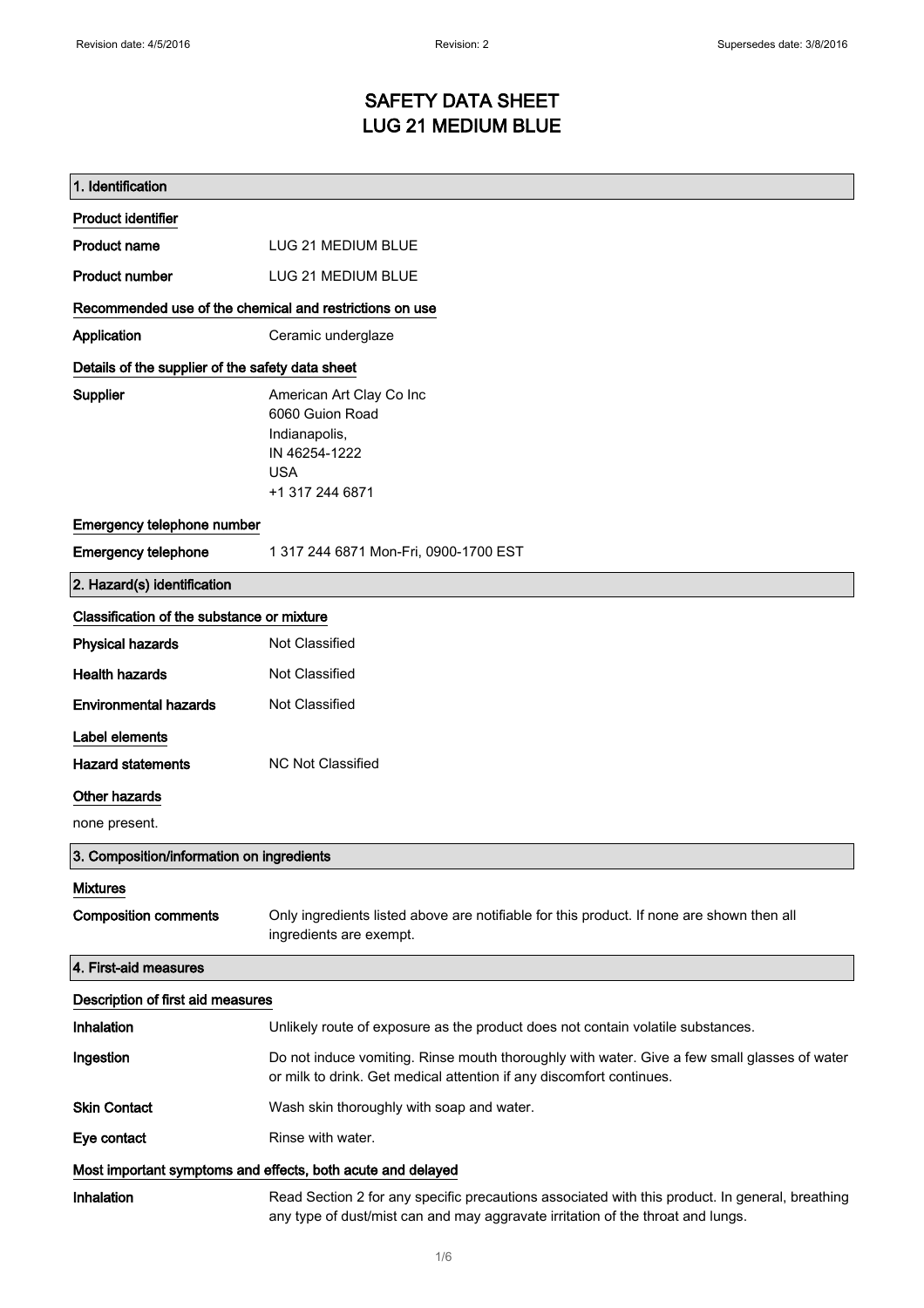# SAFETY DATA SHEET
# LUG 21 MEDIUM BLUE

## 1. Identification

**Product identifier**

| | |
|---|---|
| **Product name** | LUG 21 MEDIUM BLUE |
| **Product number** | LUG 21 MEDIUM BLUE |

**Recommended use of the chemical and restrictions on use**

| | |
|---|---|
| **Application** | Ceramic underglaze |

**Details of the supplier of the safety data sheet**

**Supplier**
American Art Clay Co Inc
6060 Guion Road
Indianapolis,
IN 46254-1222
USA
+1 317 244 6871

**Emergency telephone number**

| | |
|---|---|
| **Emergency telephone** | 1 317 244 6871 Mon-Fri, 0900-1700 EST |

## 2. Hazard(s) identification

**Classification of the substance or mixture**

| | |
|---|---|
| **Physical hazards** | Not Classified |
| **Health hazards** | Not Classified |
| **Environmental hazards** | Not Classified |

**Label elements**

| | |
|---|---|
| **Hazard statements** | NC Not Classified |

**Other hazards**

none present.

## 3. Composition/information on ingredients

**Mixtures**

| | |
|---|---|
| **Composition comments** | Only ingredients listed above are notifiable for this product. If none are shown then all ingredients are exempt. |

## 4. First-aid measures

**Description of first aid measures**

| | |
|---|---|
| **Inhalation** | Unlikely route of exposure as the product does not contain volatile substances. |
| **Ingestion** | Do not induce vomiting. Rinse mouth thoroughly with water. Give a few small glasses of water or milk to drink. Get medical attention if any discomfort continues. |
| **Skin Contact** | Wash skin thoroughly with soap and water. |
| **Eye contact** | Rinse with water. |

**Most important symptoms and effects, both acute and delayed**

| | |
|---|---|
| **Inhalation** | Read Section 2 for any specific precautions associated with this product. In general, breathing any type of dust/mist can and may aggravate irritation of the throat and lungs. |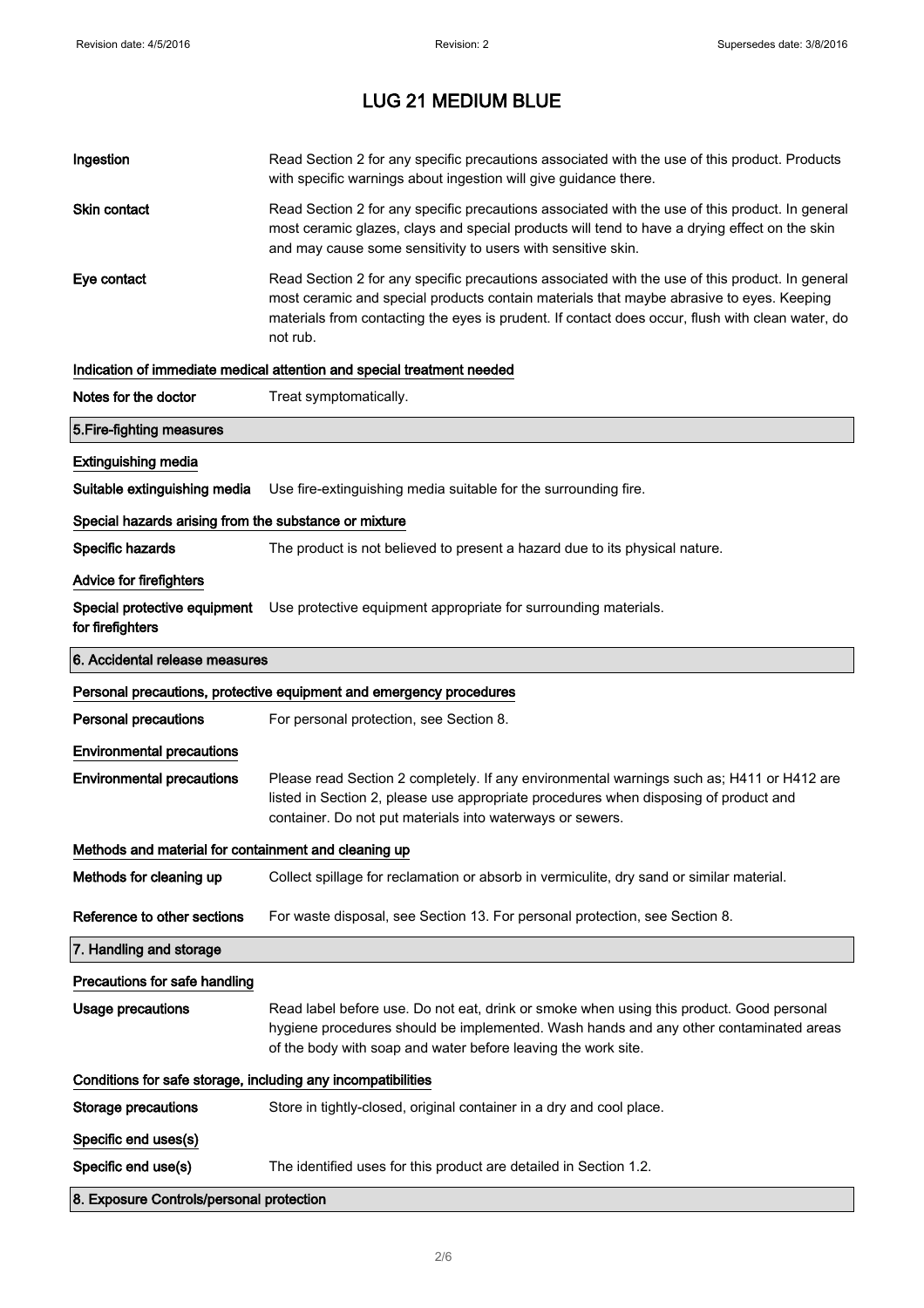# LUG 21 MEDIUM BLUE

| | |
|---|---|
| **Ingestion** | Read Section 2 for any specific precautions associated with the use of this product. Products with specific warnings about ingestion will give guidance there. |
| **Skin contact** | Read Section 2 for any specific precautions associated with the use of this product. In general most ceramic glazes, clays and special products will tend to have a drying effect on the skin and may cause some sensitivity to users with sensitive skin. |
| **Eye contact** | Read Section 2 for any specific precautions associated with the use of this product. In general most ceramic and special products contain materials that maybe abrasive to eyes. Keeping materials from contacting the eyes is prudent. If contact does occur, flush with clean water, do not rub. |

**Indication of immediate medical attention and special treatment needed**

| | |
|---|---|
| **Notes for the doctor** | Treat symptomatically. |

## 5.Fire-fighting measures

**Extinguishing media**

| | |
|---|---|
| **Suitable extinguishing media** | Use fire-extinguishing media suitable for the surrounding fire. |

**Special hazards arising from the substance or mixture**

| | |
|---|---|
| **Specific hazards** | The product is not believed to present a hazard due to its physical nature. |

**Advice for firefighters**

| | |
|---|---|
| **Special protective equipment for firefighters** | Use protective equipment appropriate for surrounding materials. |

## 6. Accidental release measures

**Personal precautions, protective equipment and emergency procedures**

| | |
|---|---|
| **Personal precautions** | For personal protection, see Section 8. |

**Environmental precautions**

| | |
|---|---|
| **Environmental precautions** | Please read Section 2 completely. If any environmental warnings such as; H411 or H412 are listed in Section 2, please use appropriate procedures when disposing of product and container. Do not put materials into waterways or sewers. |

**Methods and material for containment and cleaning up**

| | |
|---|---|
| **Methods for cleaning up** | Collect spillage for reclamation or absorb in vermiculite, dry sand or similar material. |
| **Reference to other sections** | For waste disposal, see Section 13. For personal protection, see Section 8. |

## 7. Handling and storage

**Precautions for safe handling**

| | |
|---|---|
| **Usage precautions** | Read label before use. Do not eat, drink or smoke when using this product. Good personal hygiene procedures should be implemented. Wash hands and any other contaminated areas of the body with soap and water before leaving the work site. |

**Conditions for safe storage, including any incompatibilities**

| | |
|---|---|
| **Storage precautions** | Store in tightly-closed, original container in a dry and cool place. |

**Specific end uses(s)**

| | |
|---|---|
| **Specific end use(s)** | The identified uses for this product are detailed in Section 1.2. |

## 8. Exposure Controls/personal protection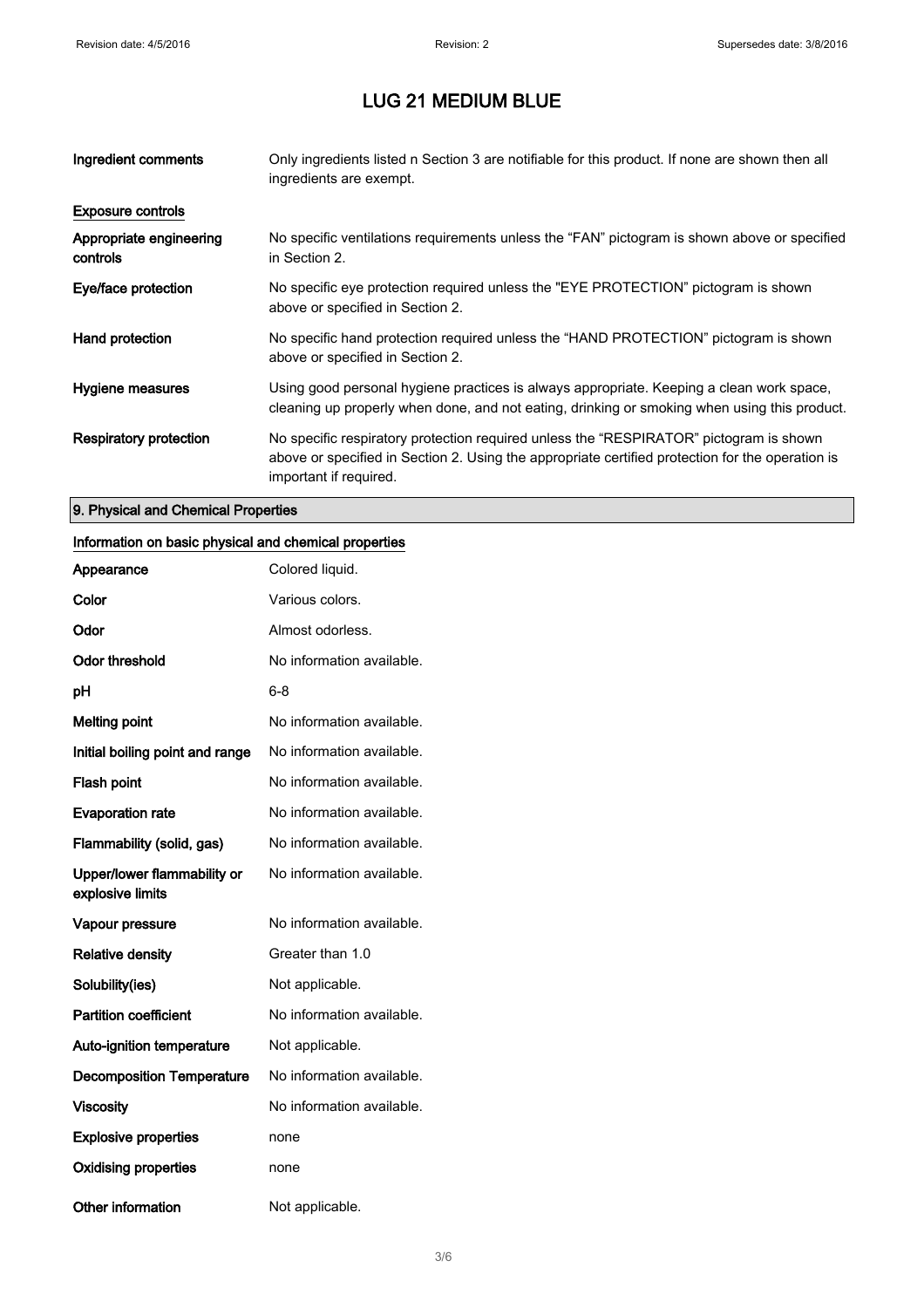# LUG 21 MEDIUM BLUE

| | |
|---|---|
| **Ingredient comments** | Only ingredients listed n Section 3 are notifiable for this product. If none are shown then all ingredients are exempt. |

**Exposure controls**

| | |
|---|---|
| **Appropriate engineering controls** | No specific ventilations requirements unless the “FAN” pictogram is shown above or specified in Section 2. |
| **Eye/face protection** | No specific eye protection required unless the "EYE PROTECTION" pictogram is shown above or specified in Section 2. |
| **Hand protection** | No specific hand protection required unless the “HAND PROTECTION” pictogram is shown above or specified in Section 2. |
| **Hygiene measures** | Using good personal hygiene practices is always appropriate. Keeping a clean work space, cleaning up properly when done, and not eating, drinking or smoking when using this product. |
| **Respiratory protection** | No specific respiratory protection required unless the “RESPIRATOR” pictogram is shown above or specified in Section 2. Using the appropriate certified protection for the operation is important if required. |

## 9. Physical and Chemical Properties

**Information on basic physical and chemical properties**

| | |
|---|---|
| **Appearance** | Colored liquid. |
| **Color** | Various colors. |
| **Odor** | Almost odorless. |
| **Odor threshold** | No information available. |
| **pH** | 6-8 |
| **Melting point** | No information available. |
| **Initial boiling point and range** | No information available. |
| **Flash point** | No information available. |
| **Evaporation rate** | No information available. |
| **Flammability (solid, gas)** | No information available. |
| **Upper/lower flammability or explosive limits** | No information available. |
| **Vapour pressure** | No information available. |
| **Relative density** | Greater than 1.0 |
| **Solubility(ies)** | Not applicable. |
| **Partition coefficient** | No information available. |
| **Auto-ignition temperature** | Not applicable. |
| **Decomposition Temperature** | No information available. |
| **Viscosity** | No information available. |
| **Explosive properties** | none |
| **Oxidising properties** | none |
| **Other information** | Not applicable. |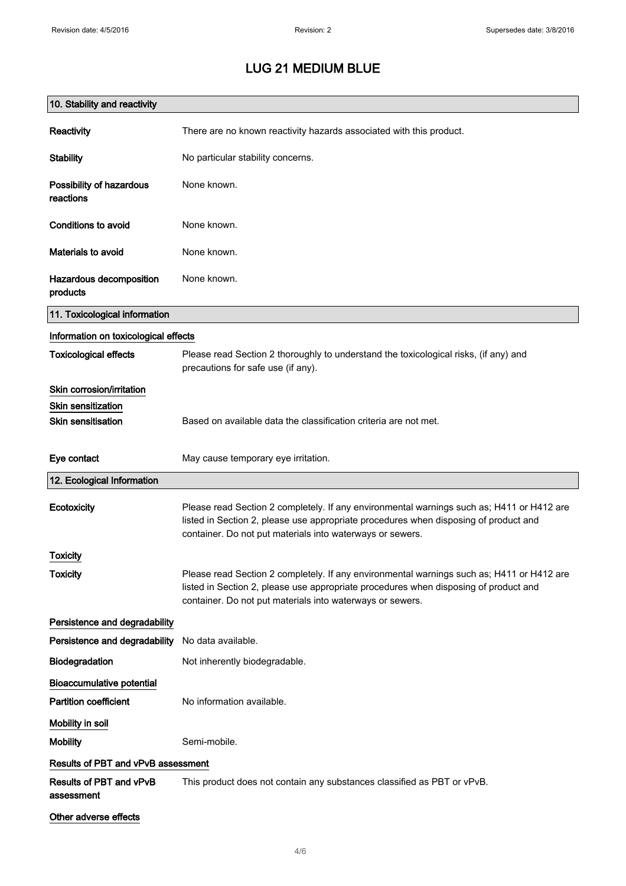# LUG 21 MEDIUM BLUE

## 10. Stability and reactivity

**Reactivity** There are no known reactivity hazards associated with this product.

**Stability** No particular stability concerns.

**Possibility of hazardous reactions** None known.

**Conditions to avoid** None known.

**Materials to avoid** None known.

**Hazardous decomposition products** None known.

## 11. Toxicological information

### Information on toxicological effects

**Toxicological effects** Please read Section 2 thoroughly to understand the toxicological risks, (if any) and precautions for safe use (if any).

### Skin corrosion/irritation

### Skin sensitization

**Skin sensitisation** Based on available data the classification criteria are not met.

**Eye contact** May cause temporary eye irritation.

## 12. Ecological Information

**Ecotoxicity** Please read Section 2 completely. If any environmental warnings such as; H411 or H412 are listed in Section 2, please use appropriate procedures when disposing of product and container. Do not put materials into waterways or sewers.

### Toxicity

**Toxicity** Please read Section 2 completely. If any environmental warnings such as; H411 or H412 are listed in Section 2, please use appropriate procedures when disposing of product and container. Do not put materials into waterways or sewers.

### Persistence and degradability

**Persistence and degradability** No data available.

**Biodegradation** Not inherently biodegradable.

### Bioaccumulative potential

**Partition coefficient** No information available.

### Mobility in soil

**Mobility** Semi-mobile.

### Results of PBT and vPvB assessment

**Results of PBT and vPvB assessment** This product does not contain any substances classified as PBT or vPvB.

### Other adverse effects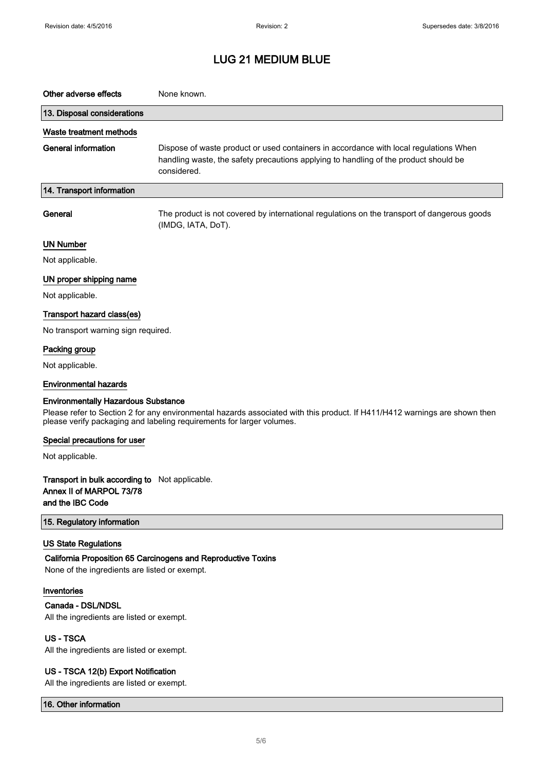**Other adverse effects** None known.

## 13. Disposal considerations

### Waste treatment methods

**General information** Dispose of waste product or used containers in accordance with local regulations When handling waste, the safety precautions applying to handling of the product should be considered.

## 14. Transport information

**General** The product is not covered by international regulations on the transport of dangerous goods (IMDG, IATA, DoT).

### UN Number

Not applicable.

### UN proper shipping name

Not applicable.

### Transport hazard class(es)

No transport warning sign required.

### Packing group

Not applicable.

### Environmental hazards

**Environmentally Hazardous Substance**

Please refer to Section 2 for any environmental hazards associated with this product. If H411/H412 warnings are shown then please verify packaging and labeling requirements for larger volumes.

### Special precautions for user

Not applicable.

**Transport in bulk according to Annex II of MARPOL 73/78 and the IBC Code** Not applicable.

## 15. Regulatory information

### US State Regulations

**California Proposition 65 Carcinogens and Reproductive Toxins**

None of the ingredients are listed or exempt.

### Inventories

**Canada - DSL/NDSL**

All the ingredients are listed or exempt.

**US - TSCA**

All the ingredients are listed or exempt.

**US - TSCA 12(b) Export Notification**

All the ingredients are listed or exempt.

## 16. Other information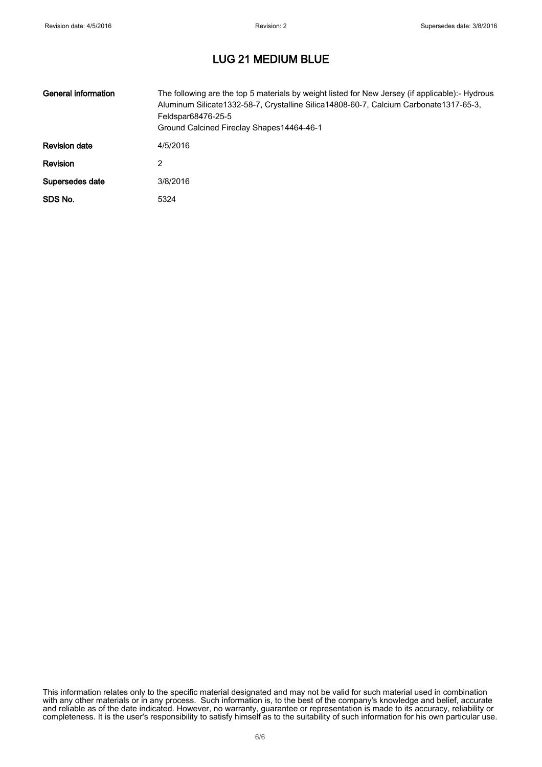# LUG 21 MEDIUM BLUE

| | |
|---|---|
| **General information** | The following are the top 5 materials by weight listed for New Jersey (if applicable):- Hydrous Aluminum Silicate1332-58-7, Crystalline Silica14808-60-7, Calcium Carbonate1317-65-3, Feldspar68476-25-5<br>Ground Calcined Fireclay Shapes14464-46-1 |
| **Revision date** | 4/5/2016 |
| **Revision** | 2 |
| **Supersedes date** | 3/8/2016 |
| **SDS No.** | 5324 |

This information relates only to the specific material designated and may not be valid for such material used in combination with any other materials or in any process. Such information is, to the best of the company's knowledge and belief, accurate and reliable as of the date indicated. However, no warranty, guarantee or representation is made to its accuracy, reliability or completeness. It is the user's responsibility to satisfy himself as to the suitability of such information for his own particular use.